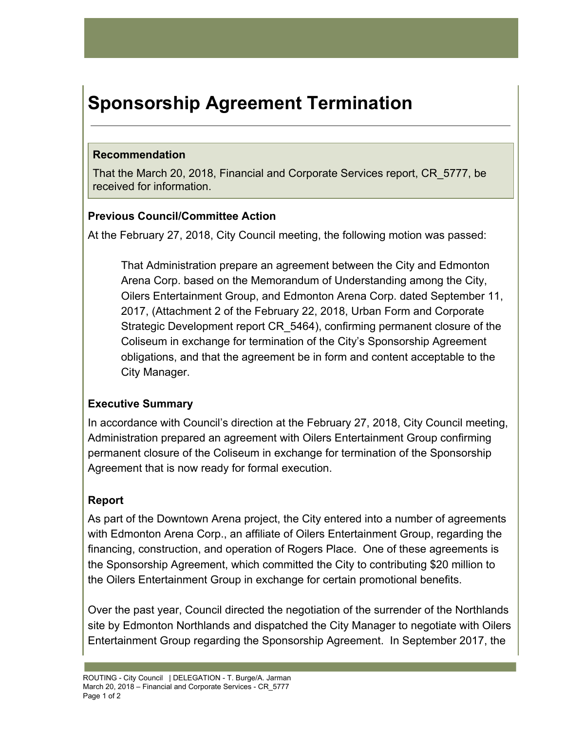# Sponsorship Agreement Termination

**Recommendation**

That the March 20, 2018, Financial and Corporate Services report, CR_5777, be received for information.

### Previous Council/Committee Action

At the February 27, 2018, City Council meeting, the following motion was passed:

> That Administration prepare an agreement between the City and Edmonton Arena Corp. based on the Memorandum of Understanding among the City, Oilers Entertainment Group, and Edmonton Arena Corp. dated September 11, 2017, (Attachment 2 of the February 22, 2018, Urban Form and Corporate Strategic Development report CR_5464), confirming permanent closure of the Coliseum in exchange for termination of the City's Sponsorship Agreement obligations, and that the agreement be in form and content acceptable to the City Manager.

### Executive Summary

In accordance with Council's direction at the February 27, 2018, City Council meeting, Administration prepared an agreement with Oilers Entertainment Group confirming permanent closure of the Coliseum in exchange for termination of the Sponsorship Agreement that is now ready for formal execution.

### Report

As part of the Downtown Arena project, the City entered into a number of agreements with Edmonton Arena Corp., an affiliate of Oilers Entertainment Group, regarding the financing, construction, and operation of Rogers Place. One of these agreements is the Sponsorship Agreement, which committed the City to contributing $20 million to the Oilers Entertainment Group in exchange for certain promotional benefits.

Over the past year, Council directed the negotiation of the surrender of the Northlands site by Edmonton Northlands and dispatched the City Manager to negotiate with Oilers Entertainment Group regarding the Sponsorship Agreement. In September 2017, the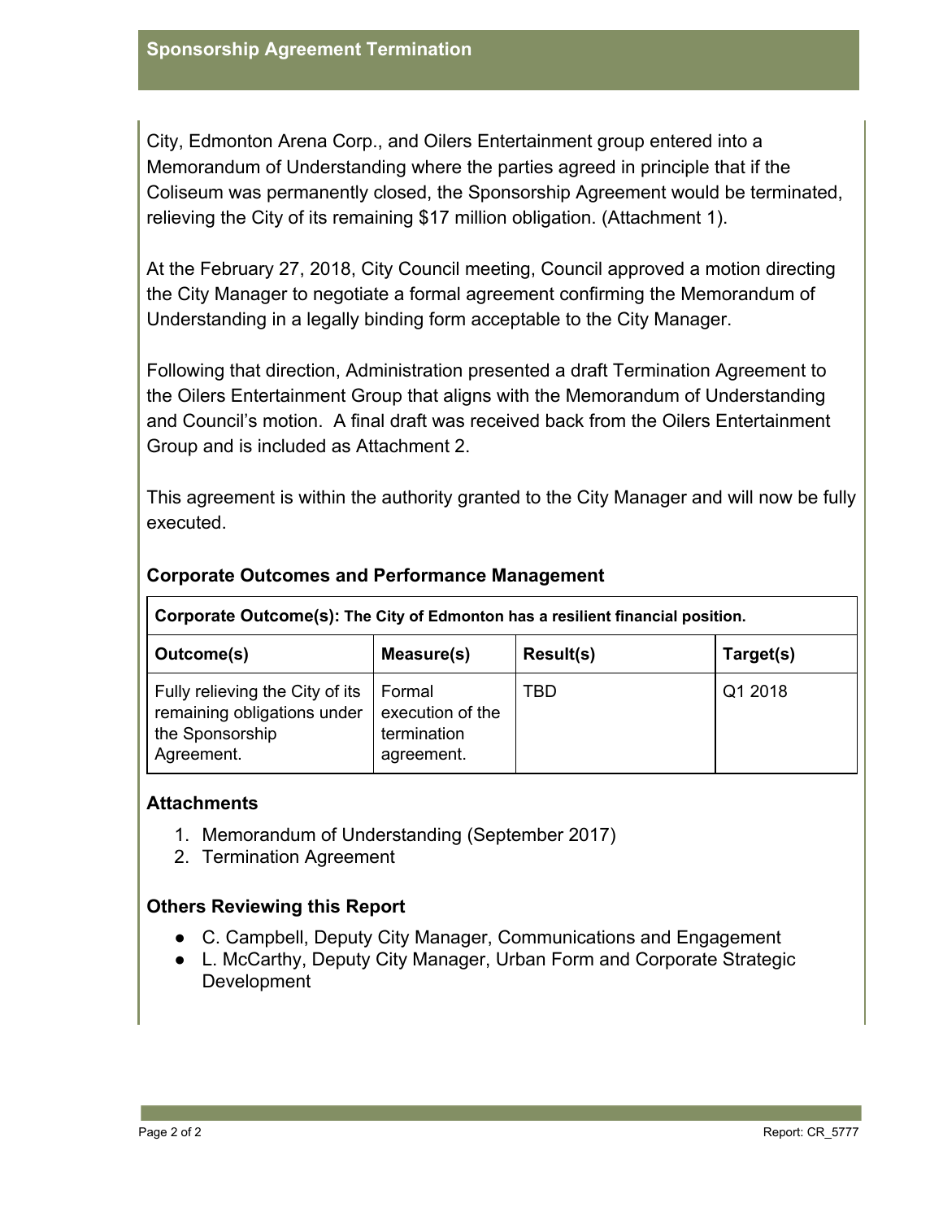City, Edmonton Arena Corp., and Oilers Entertainment group entered into a Memorandum of Understanding where the parties agreed in principle that if the Coliseum was permanently closed, the Sponsorship Agreement would be terminated, relieving the City of its remaining $17 million obligation. (Attachment 1).

At the February 27, 2018, City Council meeting, Council approved a motion directing the City Manager to negotiate a formal agreement confirming the Memorandum of Understanding in a legally binding form acceptable to the City Manager.

Following that direction, Administration presented a draft Termination Agreement to the Oilers Entertainment Group that aligns with the Memorandum of Understanding and Council's motion. A final draft was received back from the Oilers Entertainment Group and is included as Attachment 2.

This agreement is within the authority granted to the City Manager and will now be fully executed.

### Corporate Outcomes and Performance Management

| **Corporate Outcome(s):** **The City of Edmonton has a resilient financial position.** | | | |
|---|---|---|---|
| **Outcome(s)** | **Measure(s)** | **Result(s)** | **Target(s)** |
| Fully relieving the City of its remaining obligations under the Sponsorship Agreement. | Formal execution of the termination agreement. | TBD | Q1 2018 |

### Attachments

1. Memorandum of Understanding (September 2017)
2. Termination Agreement

### Others Reviewing this Report

- C. Campbell, Deputy City Manager, Communications and Engagement
- L. McCarthy, Deputy City Manager, Urban Form and Corporate Strategic Development